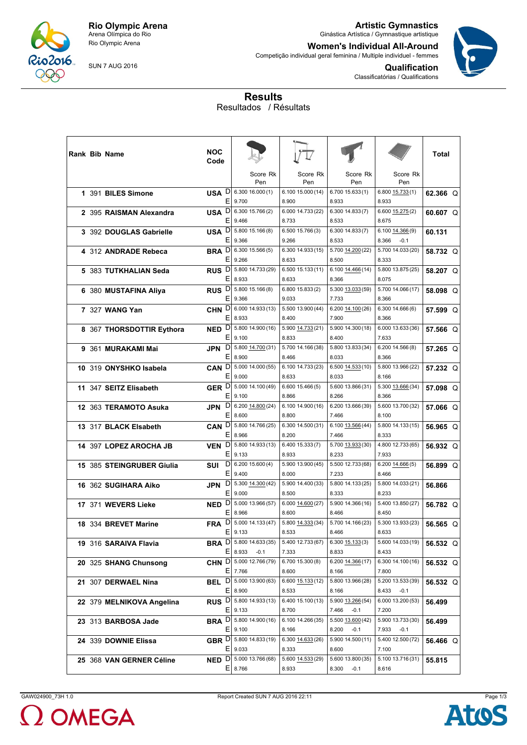**Rio Olympic Arena**
Arena Olímpica do Rio
Rio Olympic Arena

SUN 7 AUG 2016

**Artistic Gymnastics**
Ginástica Artística / Gymnastique artistique

**Women's Individual All-Around**
Competição individual geral feminina / Multiple individuel - femmes

**Qualification**
Classificatórias / Qualifications

# Results
Resultados / Résultats

| Rank | Bib | Name | NOC Code | | Vault Score Rk Pen | Uneven Bars Score Rk Pen | Balance Beam Score Rk Pen | Floor Score Rk Pen | Total | |
|---|---|---|---|---|---|---|---|---|---|---|
| 1 | 391 | BILES Simone | USA | D | 6.300 16.000 (1) | 6.100 15.000 (14) | 6.700 15.633 (1) | 6.800 15.733 (1) | 62.366 | Q |
| | | | | E | 9.700 | 8.900 | 8.933 | 8.933 | | |
| 2 | 395 | RAISMAN Alexandra | USA | D | 6.300 15.766 (2) | 6.000 14.733 (22) | 6.300 14.833 (7) | 6.600 15.275 (2) | 60.607 | Q |
| | | | | E | 9.466 | 8.733 | 8.533 | 8.675 | | |
| 3 | 392 | DOUGLAS Gabrielle | USA | D | 5.800 15.166 (8) | 6.500 15.766 (3) | 6.300 14.833 (7) | 6.100 14.366 (9) | 60.131 | |
| | | | | E | 9.366 | 9.266 | 8.533 | 8.366 -0.1 | | |
| 4 | 312 | ANDRADE Rebeca | BRA | D | 6.300 15.566 (5) | 6.300 14.933 (15) | 5.700 14.200 (22) | 5.700 14.033 (20) | 58.732 | Q |
| | | | | E | 9.266 | 8.633 | 8.500 | 8.333 | | |
| 5 | 383 | TUTKHALIAN Seda | RUS | D | 5.800 14.733 (29) | 6.500 15.133 (11) | 6.100 14.466 (14) | 5.800 13.875 (25) | 58.207 | Q |
| | | | | E | 8.933 | 8.633 | 8.366 | 8.075 | | |
| 6 | 380 | MUSTAFINA Aliya | RUS | D | 5.800 15.166 (8) | 6.800 15.833 (2) | 5.300 13.033 (59) | 5.700 14.066 (17) | 58.098 | Q |
| | | | | E | 9.366 | 9.033 | 7.733 | 8.366 | | |
| 7 | 327 | WANG Yan | CHN | D | 6.000 14.933 (13) | 5.500 13.900 (44) | 6.200 14.100 (26) | 6.300 14.666 (6) | 57.599 | Q |
| | | | | E | 8.933 | 8.400 | 7.900 | 8.366 | | |
| 8 | 367 | THORSDOTTIR Eythora | NED | D | 5.800 14.900 (16) | 5.900 14.733 (21) | 5.900 14.300 (18) | 6.000 13.633 (36) | 57.566 | Q |
| | | | | E | 9.100 | 8.833 | 8.400 | 7.633 | | |
| 9 | 361 | MURAKAMI Mai | JPN | D | 5.800 14.700 (31) | 5.700 14.166 (38) | 5.800 13.833 (34) | 6.200 14.566 (8) | 57.265 | Q |
| | | | | E | 8.900 | 8.466 | 8.033 | 8.366 | | |
| 10 | 319 | ONYSHKO Isabela | CAN | D | 5.000 14.000 (55) | 6.100 14.733 (23) | 6.500 14.533 (10) | 5.800 13.966 (22) | 57.232 | Q |
| | | | | E | 9.000 | 8.633 | 8.033 | 8.166 | | |
| 11 | 347 | SEITZ Elisabeth | GER | D | 5.000 14.100 (49) | 6.600 15.466 (5) | 5.600 13.866 (31) | 5.300 13.666 (34) | 57.098 | Q |
| | | | | E | 9.100 | 8.866 | 8.266 | 8.366 | | |
| 12 | 363 | TERAMOTO Asuka | JPN | D | 6.200 14.800 (24) | 6.100 14.900 (16) | 6.200 13.666 (39) | 5.600 13.700 (32) | 57.066 | Q |
| | | | | E | 8.600 | 8.800 | 7.466 | 8.100 | | |
| 13 | 317 | BLACK Elsabeth | CAN | D | 5.800 14.766 (25) | 6.300 14.500 (31) | 6.100 13.566 (44) | 5.800 14.133 (15) | 56.965 | Q |
| | | | | E | 8.966 | 8.200 | 7.466 | 8.333 | | |
| 14 | 397 | LOPEZ AROCHA JB | VEN | D | 5.800 14.933 (13) | 6.400 15.333 (7) | 5.700 13.933 (30) | 4.800 12.733 (65) | 56.932 | Q |
| | | | | E | 9.133 | 8.933 | 8.233 | 7.933 | | |
| 15 | 385 | STEINGRUBER Giulia | SUI | D | 6.200 15.600 (4) | 5.900 13.900 (45) | 5.500 12.733 (68) | 6.200 14.666 (5) | 56.899 | Q |
| | | | | E | 9.400 | 8.000 | 7.233 | 8.466 | | |
| 16 | 362 | SUGIHARA Aiko | JPN | D | 5.300 14.300 (42) | 5.900 14.400 (33) | 5.800 14.133 (25) | 5.800 14.033 (21) | 56.866 | |
| | | | | E | 9.000 | 8.500 | 8.333 | 8.233 | | |
| 17 | 371 | WEVERS Lieke | NED | D | 5.000 13.966 (57) | 6.000 14.600 (27) | 5.900 14.366 (16) | 5.400 13.850 (27) | 56.782 | Q |
| | | | | E | 8.966 | 8.600 | 8.466 | 8.450 | | |
| 18 | 334 | BREVET Marine | FRA | D | 5.000 14.133 (47) | 5.800 14.333 (34) | 5.700 14.166 (23) | 5.300 13.933 (23) | 56.565 | Q |
| | | | | E | 9.133 | 8.533 | 8.466 | 8.633 | | |
| 19 | 316 | SARAIVA Flavia | BRA | D | 5.800 14.633 (35) | 5.400 12.733 (67) | 6.300 15.133 (3) | 5.600 14.033 (19) | 56.532 | Q |
| | | | | E | 8.933 -0.1 | 7.333 | 8.833 | 8.433 | | |
| 20 | 325 | SHANG Chunsong | CHN | D | 5.000 12.766 (79) | 6.700 15.300 (8) | 6.200 14.366 (17) | 6.300 14.100 (16) | 56.532 | Q |
| | | | | E | 7.766 | 8.600 | 8.166 | 7.800 | | |
| 21 | 307 | DERWAEL Nina | BEL | D | 5.000 13.900 (63) | 6.600 15.133 (12) | 5.800 13.966 (28) | 5.200 13.533 (39) | 56.532 | Q |
| | | | | E | 8.900 | 8.533 | 8.166 | 8.433 -0.1 | | |
| 22 | 379 | MELNIKOVA Angelina | RUS | D | 5.800 14.933 (13) | 6.400 15.100 (13) | 5.900 13.266 (54) | 6.000 13.200 (53) | 56.499 | |
| | | | | E | 9.133 | 8.700 | 7.466 -0.1 | 7.200 | | |
| 23 | 313 | BARBOSA Jade | BRA | D | 5.800 14.900 (16) | 6.100 14.266 (35) | 5.500 13.600 (42) | 5.900 13.733 (30) | 56.499 | |
| | | | | E | 9.100 | 8.166 | 8.200 -0.1 | 7.933 -0.1 | | |
| 24 | 339 | DOWNIE Elissa | GBR | D | 5.800 14.833 (19) | 6.300 14.633 (26) | 5.900 14.500 (11) | 5.400 12.500 (72) | 56.466 | Q |
| | | | | E | 9.033 | 8.333 | 8.600 | 7.100 | | |
| 25 | 368 | VAN GERNER Céline | NED | D | 5.000 13.766 (68) | 5.600 14.533 (29) | 5.600 13.800 (35) | 5.100 13.716 (31) | 55.815 | |
| | | | | E | 8.766 | 8.933 | 8.300 -0.1 | 8.616 | | |

GAW024900_73H 1.0 — Report Created SUN 7 AUG 2016 22:11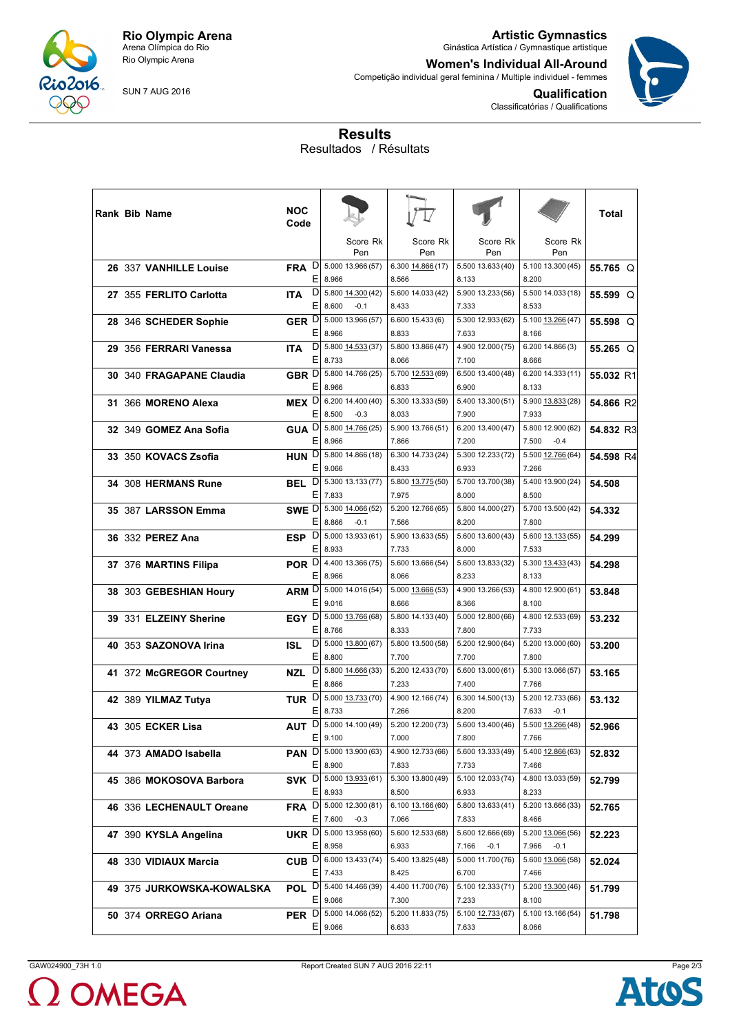# Rio Olympic Arena

Arena Olímpica do Rio
Rio Olympic Arena

SUN 7 AUG 2016

## Artistic Gymnastics

Ginástica Artística / Gymnastique artistique

## Women's Individual All-Around

Competição individual geral feminina / Multiple individuel - femmes

## Qualification

Classificatórias / Qualifications

## Results

Resultados / Résultats

| Rank | Bib | Name | NOC Code | | Vault Score Rk Pen | Uneven Bars Score Rk Pen | Balance Beam Score Rk Pen | Floor Score Rk Pen | Total |
|---|---|---|---|---|---|---|---|---|---|
| 26 | 337 | VANHILLE Louise | FRA | D | 5.000 13.966 (57) | 6.300 14.866 (17) | 5.500 13.633 (40) | 5.100 13.300 (45) | 55.765 Q |
| | | | | E | 8.966 | 8.566 | 8.133 | 8.200 | |
| 27 | 355 | FERLITO Carlotta | ITA | D | 5.800 14.300 (42) | 5.600 14.033 (42) | 5.900 13.233 (56) | 5.500 14.033 (18) | 55.599 Q |
| | | | | E | 8.600 -0.1 | 8.433 | 7.333 | 8.533 | |
| 28 | 346 | SCHEDER Sophie | GER | D | 5.000 13.966 (57) | 6.600 15.433 (6) | 5.300 12.933 (62) | 5.100 13.266 (47) | 55.598 Q |
| | | | | E | 8.966 | 8.833 | 7.633 | 8.166 | |
| 29 | 356 | FERRARI Vanessa | ITA | D | 5.800 14.533 (37) | 5.800 13.866 (47) | 4.900 12.000 (75) | 6.200 14.866 (3) | 55.265 Q |
| | | | | E | 8.733 | 8.066 | 7.100 | 8.666 | |
| 30 | 340 | FRAGAPANE Claudia | GBR | D | 5.800 14.766 (25) | 5.700 12.533 (69) | 6.500 13.400 (48) | 6.200 14.333 (11) | 55.032 R1 |
| | | | | E | 8.966 | 6.833 | 6.900 | 8.133 | |
| 31 | 366 | MORENO Alexa | MEX | D | 6.200 14.400 (40) | 5.300 13.333 (59) | 5.400 13.300 (51) | 5.900 13.833 (28) | 54.866 R2 |
| | | | | E | 8.500 -0.3 | 8.033 | 7.900 | 7.933 | |
| 32 | 349 | GOMEZ Ana Sofia | GUA | D | 5.800 14.766 (25) | 5.900 13.766 (51) | 6.200 13.400 (47) | 5.800 12.900 (62) | 54.832 R3 |
| | | | | E | 8.966 | 7.866 | 7.200 | 7.500 -0.4 | |
| 33 | 350 | KOVACS Zsofia | HUN | D | 5.800 14.866 (18) | 6.300 14.733 (24) | 5.300 12.233 (72) | 5.500 12.766 (64) | 54.598 R4 |
| | | | | E | 9.066 | 8.433 | 6.933 | 7.266 | |
| 34 | 308 | HERMANS Rune | BEL | D | 5.300 13.133 (77) | 5.800 13.775 (50) | 5.700 13.700 (38) | 5.400 13.900 (24) | 54.508 |
| | | | | E | 7.833 | 7.975 | 8.000 | 8.500 | |
| 35 | 387 | LARSSON Emma | SWE | D | 5.300 14.066 (52) | 5.200 12.766 (65) | 5.800 14.000 (27) | 5.700 13.500 (42) | 54.332 |
| | | | | E | 8.866 -0.1 | 7.566 | 8.200 | 7.800 | |
| 36 | 332 | PEREZ Ana | ESP | D | 5.000 13.933 (61) | 5.900 13.633 (55) | 5.600 13.600 (43) | 5.600 13.133 (55) | 54.299 |
| | | | | E | 8.933 | 7.733 | 8.000 | 7.533 | |
| 37 | 376 | MARTINS Filipa | POR | D | 4.400 13.366 (75) | 5.600 13.666 (54) | 5.600 13.833 (32) | 5.300 13.433 (43) | 54.298 |
| | | | | E | 8.966 | 8.066 | 8.233 | 8.133 | |
| 38 | 303 | GEBESHIAN Houry | ARM | D | 5.000 14.016 (54) | 5.000 13.666 (53) | 4.900 13.266 (53) | 4.800 12.900 (61) | 53.848 |
| | | | | E | 9.016 | 8.666 | 8.366 | 8.100 | |
| 39 | 331 | ELZEINY Sherine | EGY | D | 5.000 13.766 (68) | 5.800 14.133 (40) | 5.000 12.800 (66) | 4.800 12.533 (69) | 53.232 |
| | | | | E | 8.766 | 8.333 | 7.800 | 7.733 | |
| 40 | 353 | SAZONOVA Irina | ISL | D | 5.000 13.800 (67) | 5.800 13.500 (58) | 5.200 12.900 (64) | 5.200 13.000 (60) | 53.200 |
| | | | | E | 8.800 | 7.700 | 7.700 | 7.800 | |
| 41 | 372 | McGREGOR Courtney | NZL | D | 5.800 14.666 (33) | 5.200 12.433 (70) | 5.600 13.000 (61) | 5.300 13.066 (57) | 53.165 |
| | | | | E | 8.866 | 7.233 | 7.400 | 7.766 | |
| 42 | 389 | YILMAZ Tutya | TUR | D | 5.000 13.733 (70) | 4.900 12.166 (74) | 6.300 14.500 (13) | 5.200 12.733 (66) | 53.132 |
| | | | | E | 8.733 | 7.266 | 8.200 | 7.633 -0.1 | |
| 43 | 305 | ECKER Lisa | AUT | D | 5.000 14.100 (49) | 5.200 12.200 (73) | 5.600 13.400 (46) | 5.500 13.266 (48) | 52.966 |
| | | | | E | 9.100 | 7.000 | 7.800 | 7.766 | |
| 44 | 373 | AMADO Isabella | PAN | D | 5.000 13.900 (63) | 4.900 12.733 (66) | 5.600 13.333 (49) | 5.400 12.866 (63) | 52.832 |
| | | | | E | 8.900 | 7.833 | 7.733 | 7.466 | |
| 45 | 386 | MOKOSOVA Barbora | SVK | D | 5.000 13.933 (61) | 5.300 13.800 (49) | 5.100 12.033 (74) | 4.800 13.033 (59) | 52.799 |
| | | | | E | 8.933 | 8.500 | 6.933 | 8.233 | |
| 46 | 336 | LECHENAULT Oreane | FRA | D | 5.000 12.300 (81) | 6.100 13.166 (60) | 5.800 13.633 (41) | 5.200 13.666 (33) | 52.765 |
| | | | | E | 7.600 -0.3 | 7.066 | 7.833 | 8.466 | |
| 47 | 390 | KYSLA Angelina | UKR | D | 5.000 13.958 (60) | 5.600 12.533 (68) | 5.600 12.666 (69) | 5.200 13.066 (56) | 52.223 |
| | | | | E | 8.958 | 6.933 | 7.166 -0.1 | 7.966 -0.1 | |
| 48 | 330 | VIDIAUX Marcia | CUB | D | 6.000 13.433 (74) | 5.400 13.825 (48) | 5.000 11.700 (76) | 5.600 13.066 (58) | 52.024 |
| | | | | E | 7.433 | 8.425 | 6.700 | 7.466 | |
| 49 | 375 | JURKOWSKA-KOWALSKA | POL | D | 5.400 14.466 (39) | 4.400 11.700 (76) | 5.100 12.333 (71) | 5.200 13.300 (46) | 51.799 |
| | | | | E | 9.066 | 7.300 | 7.233 | 8.100 | |
| 50 | 374 | ORREGO Ariana | PER | D | 5.000 14.066 (52) | 5.200 11.833 (75) | 5.100 12.733 (67) | 5.100 13.166 (54) | 51.798 |
| | | | | E | 9.066 | 6.633 | 7.633 | 8.066 | |

GAW024900_73H 1.0    Report Created SUN 7 AUG 2016 22:11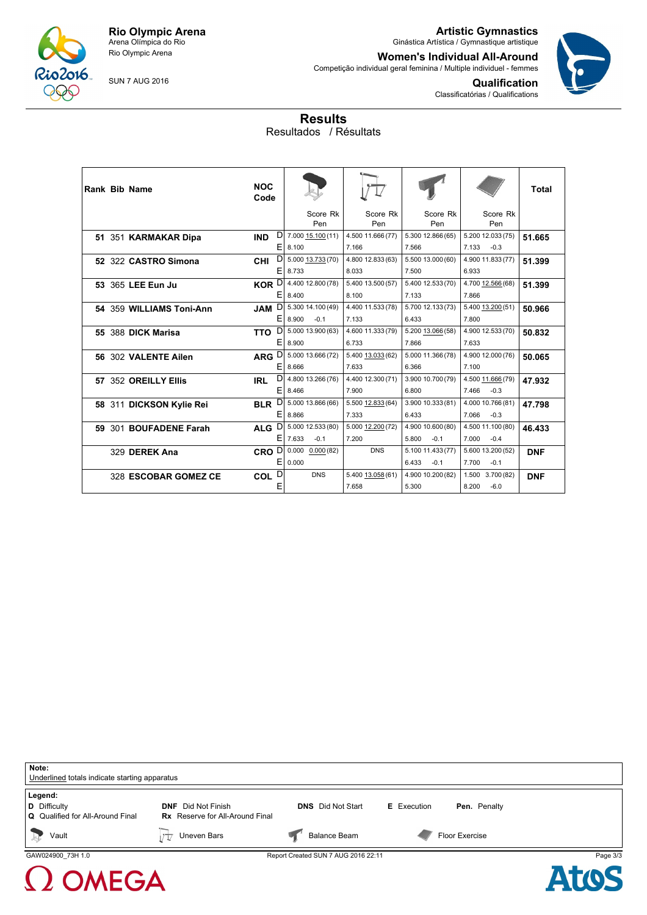**Rio Olympic Arena**
Arena Olímpica do Rio
Rio Olympic Arena

SUN 7 AUG 2016

**Artistic Gymnastics**
Ginástica Artística / Gymnastique artistique

**Women's Individual All-Around**
Competição individual geral feminina / Multiple individuel - femmes

**Qualification**
Classificatórias / Qualifications

## Results
Resultados / Résultats

| Rank | Bib | Name | NOC Code | | Vault Score Rk Pen | Uneven Bars Score Rk Pen | Balance Beam Score Rk Pen | Floor Exercise Score Rk Pen | Total |
|---|---|---|---|---|---|---|---|---|---|
| 51 | 351 | KARMAKAR Dipa | IND | D | 7.000 15.100 (11) | 4.500 11.666 (77) | 5.300 12.866 (65) | 5.200 12.033 (75) | 51.665 |
| | | | | E | 8.100 | 7.166 | 7.566 | 7.133 -0.3 | |
| 52 | 322 | CASTRO Simona | CHI | D | 5.000 13.733 (70) | 4.800 12.833 (63) | 5.500 13.000 (60) | 4.900 11.833 (77) | 51.399 |
| | | | | E | 8.733 | 8.033 | 7.500 | 6.933 | |
| 53 | 365 | LEE Eun Ju | KOR | D | 4.400 12.800 (78) | 5.400 13.500 (57) | 5.400 12.533 (70) | 4.700 12.566 (68) | 51.399 |
| | | | | E | 8.400 | 8.100 | 7.133 | 7.866 | |
| 54 | 359 | WILLIAMS Toni-Ann | JAM | D | 5.300 14.100 (49) | 4.400 11.533 (78) | 5.700 12.133 (73) | 5.400 13.200 (51) | 50.966 |
| | | | | E | 8.900 -0.1 | 7.133 | 6.433 | 7.800 | |
| 55 | 388 | DICK Marisa | TTO | D | 5.000 13.900 (63) | 4.600 11.333 (79) | 5.200 13.066 (58) | 4.900 12.533 (70) | 50.832 |
| | | | | E | 8.900 | 6.733 | 7.866 | 7.633 | |
| 56 | 302 | VALENTE Ailen | ARG | D | 5.000 13.666 (72) | 5.400 13.033 (62) | 5.000 11.366 (78) | 4.900 12.000 (76) | 50.065 |
| | | | | E | 8.666 | 7.633 | 6.366 | 7.100 | |
| 57 | 352 | OREILLY Ellis | IRL | D | 4.800 13.266 (76) | 4.400 12.300 (71) | 3.900 10.700 (79) | 4.500 11.666 (79) | 47.932 |
| | | | | E | 8.466 | 7.900 | 6.800 | 7.466 -0.3 | |
| 58 | 311 | DICKSON Kylie Rei | BLR | D | 5.000 13.866 (66) | 5.500 12.833 (64) | 3.900 10.333 (81) | 4.000 10.766 (81) | 47.798 |
| | | | | E | 8.866 | 7.333 | 6.433 | 7.066 -0.3 | |
| 59 | 301 | BOUFADENE Farah | ALG | D | 5.000 12.533 (80) | 5.000 12.200 (72) | 4.900 10.600 (80) | 4.500 11.100 (80) | 46.433 |
| | | | | E | 7.633 -0.1 | 7.200 | 5.800 -0.1 | 7.000 -0.4 | |
| | 329 | DEREK Ana | CRO | D | 0.000 0.000 (82) | DNS | 5.100 11.433 (77) | 5.600 13.200 (52) | DNF |
| | | | | E | 0.000 | | 6.433 -0.1 | 7.700 -0.1 | |
| | 328 | ESCOBAR GOMEZ CE | COL | D | DNS | 5.400 13.058 (61) | 4.900 10.200 (82) | 1.500 3.700 (82) | DNF |
| | | | | E | | 7.658 | 5.300 | 8.200 -6.0 | |

**Note:**
Underlined totals indicate starting apparatus

**Legend:**
- **D** Difficulty
- **Q** Qualified for All-Around Final
- **DNF** Did Not Finish
- **Rx** Reserve for All-Around Final
- **DNS** Did Not Start
- **E** Execution
- **Pen.** Penalty
- Vault
- Uneven Bars
- Balance Beam
- Floor Exercise

GAW024900_73H 1.0 — Report Created SUN 7 AUG 2016 22:11